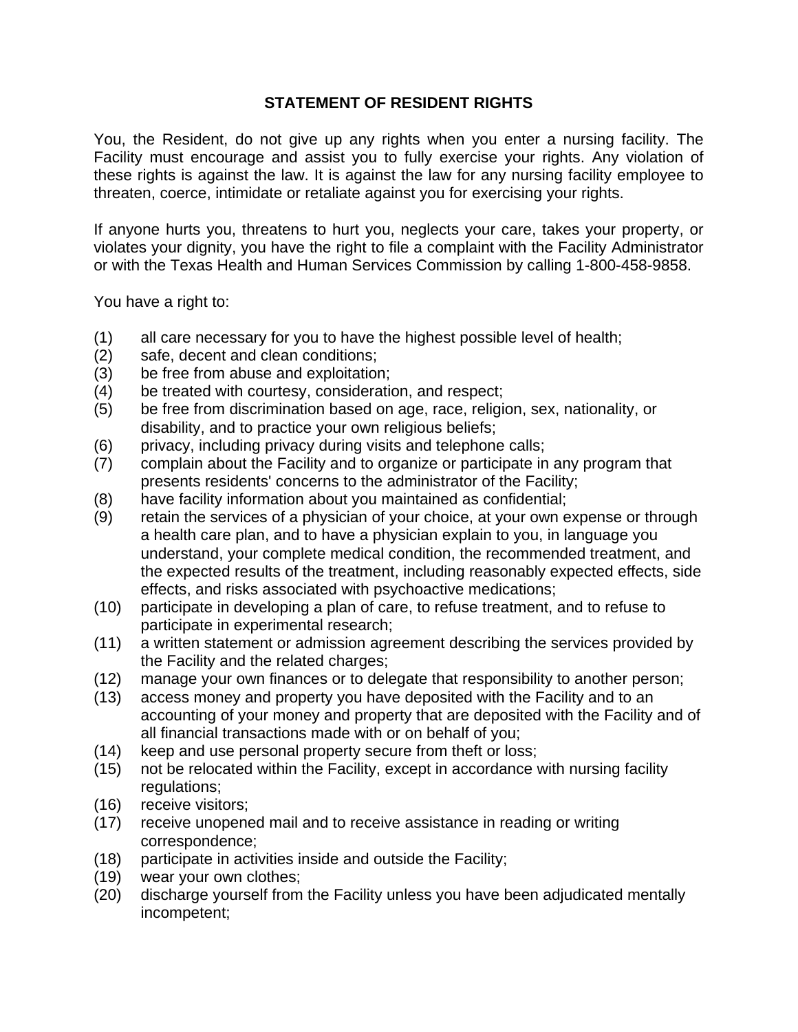# STATEMENT OF RESIDENT RIGHTS

You, the Resident, do not give up any rights when you enter a nursing facility. The Facility must encourage and assist you to fully exercise your rights. Any violation of these rights is against the law. It is against the law for any nursing facility employee to threaten, coerce, intimidate or retaliate against you for exercising your rights.

If anyone hurts you, threatens to hurt you, neglects your care, takes your property, or violates your dignity, you have the right to file a complaint with the Facility Administrator or with the Texas Health and Human Services Commission by calling 1-800-458-9858.

You have a right to:

(1) all care necessary for you to have the highest possible level of health;
(2) safe, decent and clean conditions;
(3) be free from abuse and exploitation;
(4) be treated with courtesy, consideration, and respect;
(5) be free from discrimination based on age, race, religion, sex, nationality, or disability, and to practice your own religious beliefs;
(6) privacy, including privacy during visits and telephone calls;
(7) complain about the Facility and to organize or participate in any program that presents residents' concerns to the administrator of the Facility;
(8) have facility information about you maintained as confidential;
(9) retain the services of a physician of your choice, at your own expense or through a health care plan, and to have a physician explain to you, in language you understand, your complete medical condition, the recommended treatment, and the expected results of the treatment, including reasonably expected effects, side effects, and risks associated with psychoactive medications;
(10) participate in developing a plan of care, to refuse treatment, and to refuse to participate in experimental research;
(11) a written statement or admission agreement describing the services provided by the Facility and the related charges;
(12) manage your own finances or to delegate that responsibility to another person;
(13) access money and property you have deposited with the Facility and to an accounting of your money and property that are deposited with the Facility and of all financial transactions made with or on behalf of you;
(14) keep and use personal property secure from theft or loss;
(15) not be relocated within the Facility, except in accordance with nursing facility regulations;
(16) receive visitors;
(17) receive unopened mail and to receive assistance in reading or writing correspondence;
(18) participate in activities inside and outside the Facility;
(19) wear your own clothes;
(20) discharge yourself from the Facility unless you have been adjudicated mentally incompetent;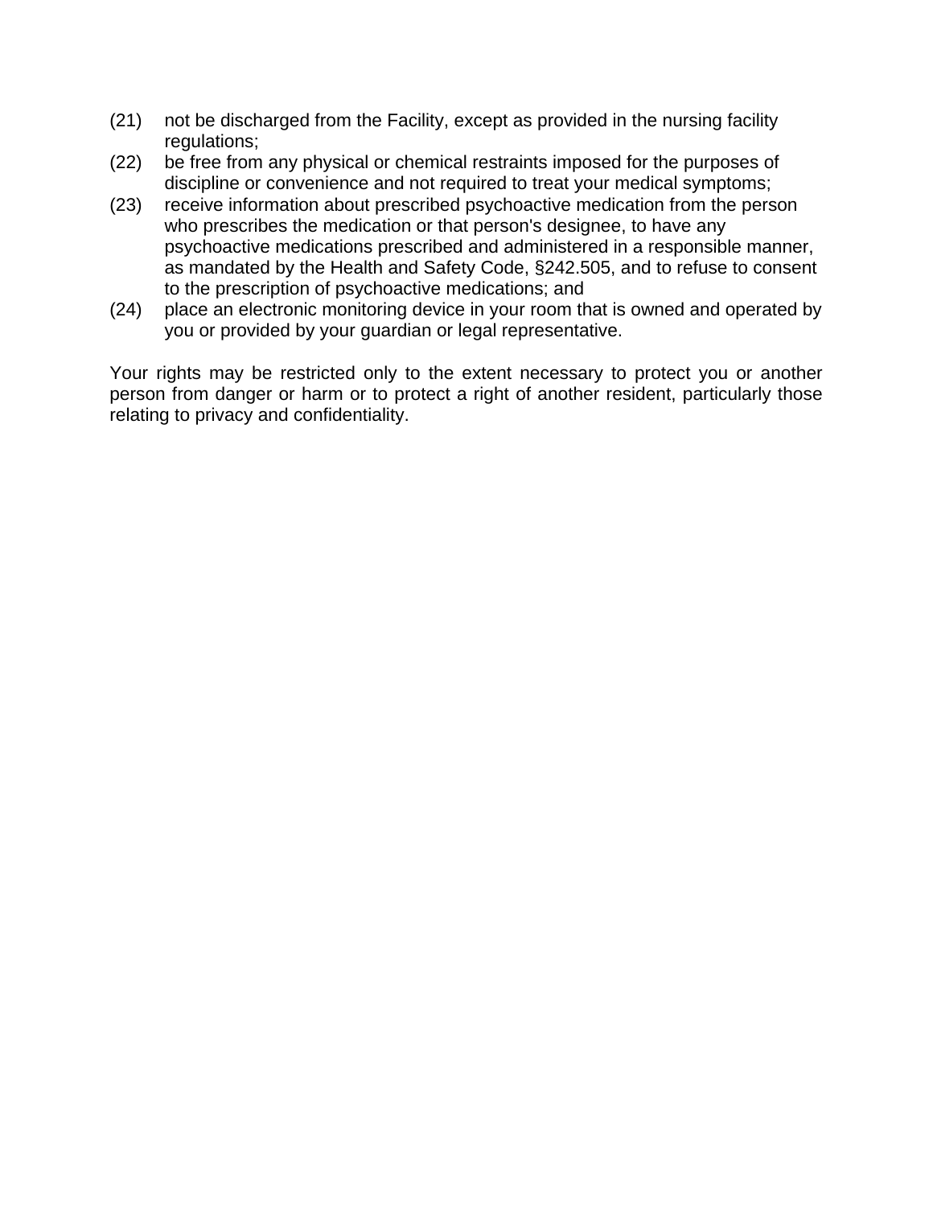(21) not be discharged from the Facility, except as provided in the nursing facility regulations;

(22) be free from any physical or chemical restraints imposed for the purposes of discipline or convenience and not required to treat your medical symptoms;

(23) receive information about prescribed psychoactive medication from the person who prescribes the medication or that person's designee, to have any psychoactive medications prescribed and administered in a responsible manner, as mandated by the Health and Safety Code, §242.505, and to refuse to consent to the prescription of psychoactive medications; and

(24) place an electronic monitoring device in your room that is owned and operated by you or provided by your guardian or legal representative.

Your rights may be restricted only to the extent necessary to protect you or another person from danger or harm or to protect a right of another resident, particularly those relating to privacy and confidentiality.